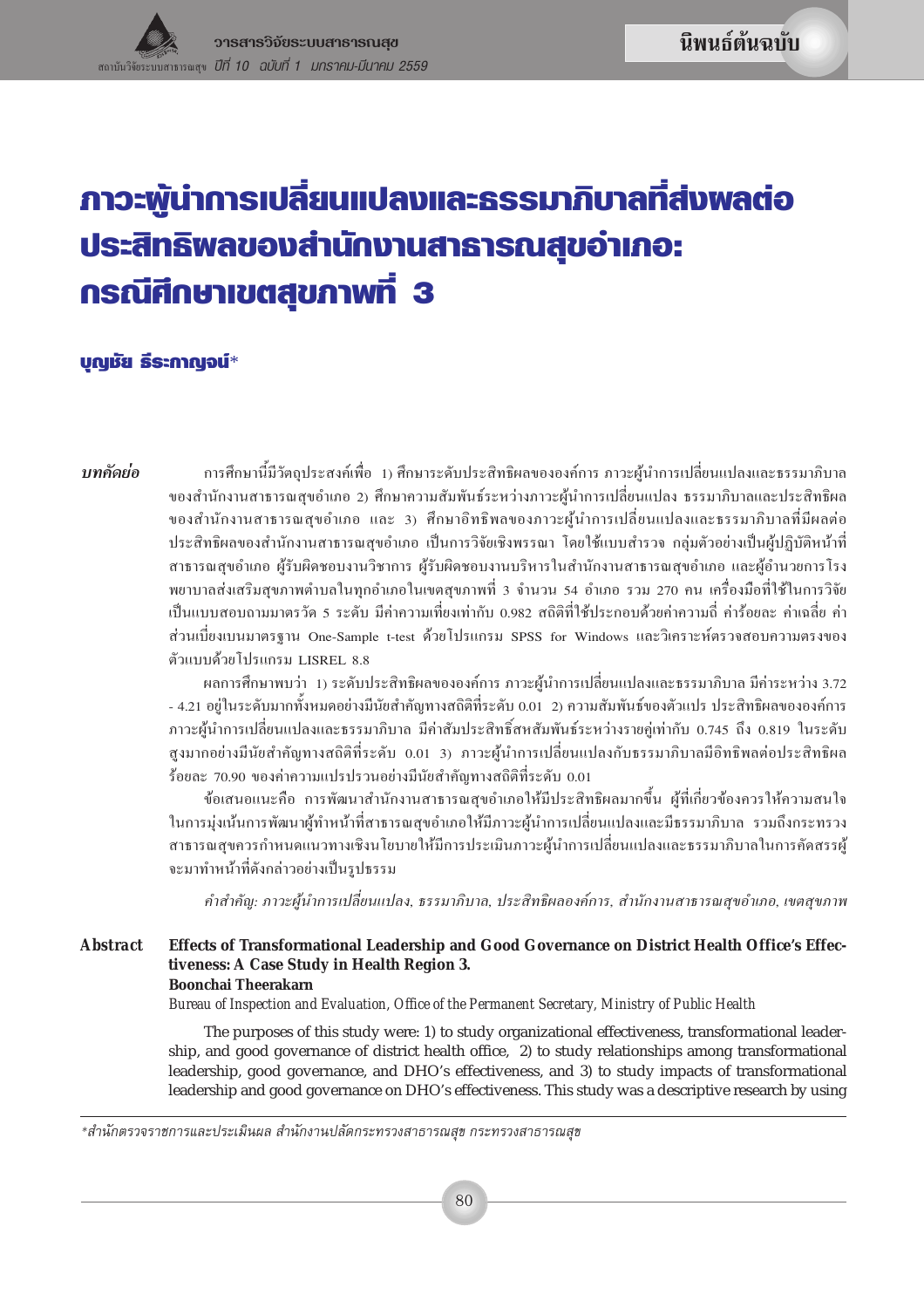นิพนธ์ต้นฉบับ

# ภาวะผู้นำการเปลี่ยนแปลงและธรรมาภิบาลที่ส่งผลต่อประสิทธิผลของสำนักงานสาธารณสุขอำเภอ: กรณีศึกษาเขตสุขภาพที่ 3

**บุญชัย ธีระกาญจน์***

***บทคัดย่อ*** การศึกษานี้มีวัตถุประสงค์เพื่อ 1) ศึกษาระดับประสิทธิผลขององค์การ ภาวะผู้นำการเปลี่ยนแปลงและธรรมาภิบาลของสำนักงานสาธารณสุขอำเภอ 2) ศึกษาความสัมพันธ์ระหว่างภาวะผู้นำการเปลี่ยนแปลง ธรรมาภิบาลและประสิทธิผลของสำนักงานสาธารณสุขอำเภอ และ 3) ศึกษาอิทธิพลของภาวะผู้นำการเปลี่ยนแปลงและธรรมาภิบาลที่มีผลต่อประสิทธิผลของสำนักงานสาธารณสุขอำเภอ เป็นการวิจัยเชิงพรรณา โดยใช้แบบสำรวจ กลุ่มตัวอย่างเป็นผู้ปฏิบัติหน้าที่สาธารณสุขอำเภอ ผู้รับผิดชอบงานวิชาการ ผู้รับผิดชอบงานบริหารในสำนักงานสาธารณสุขอำเภอ และผู้อำนวยการโรงพยาบาลส่งเสริมสุขภาพตำบลในทุกอำเภอในเขตสุขภาพที่ 3 จำนวน 54 อำเภอ รวม 270 คน เครื่องมือที่ใช้ในการวิจัยเป็นแบบสอบถามมาตรวัด 5 ระดับ มีค่าความเที่ยงเท่ากับ 0.982 สถิติที่ใช้ประกอบด้วยค่าความถี่ ค่าร้อยละ ค่าเฉลี่ย ค่าส่วนเบี่ยงเบนมาตรฐาน One-Sample t-test ด้วยโปรแกรม SPSS for Windows และวิเคราะห์ตรวจสอบความตรงของตัวแบบด้วยโปรแกรม LISREL 8.8

ผลการศึกษาพบว่า 1) ระดับประสิทธิผลขององค์การ ภาวะผู้นำการเปลี่ยนแปลงและธรรมาภิบาล มีค่าระหว่าง 3.72 - 4.21 อยู่ในระดับมากทั้งหมดอย่างมีนัยสำคัญทางสถิติที่ระดับ 0.01 2) ความสัมพันธ์ของตัวแปร ประสิทธิผลขององค์การ ภาวะผู้นำการเปลี่ยนแปลงและธรรมาภิบาล มีค่าสัมประสิทธิ์สหสัมพันธ์ระหว่างรายคู่เท่ากับ 0.745 ถึง 0.819 ในระดับสูงมากอย่างมีนัยสำคัญทางสถิติที่ระดับ 0.01 3) ภาวะผู้นำการเปลี่ยนแปลงกับธรรมาภิบาลมีอิทธิพลต่อประสิทธิผลร้อยละ 70.90 ของค่าความแปรปรวนอย่างมีนัยสำคัญทางสถิติที่ระดับ 0.01

ข้อเสนอแนะคือ การพัฒนาสำนักงานสาธารณสุขอำเภอให้มีประสิทธิผลมากขึ้น ผู้ที่เกี่ยวข้องควรให้ความสนใจในการมุ่งเน้นการพัฒนาผู้ทำหน้าที่สาธารณสุขอำเภอให้มีภาวะผู้นำการเปลี่ยนแปลงและมีธรรมาภิบาล รวมถึงกระทรวงสาธารณสุขควรกำหนดแนวทางเชิงนโยบายให้มีการประเมินภาวะผู้นำการเปลี่ยนแปลงและธรรมาภิบาลในการคัดสรรผู้จะมาทำหน้าที่ดังกล่าวอย่างเป็นรูปธรรม

*คำสำคัญ: ภาวะผู้นำการเปลี่ยนแปลง, ธรรมาภิบาล, ประสิทธิผลองค์การ, สำนักงานสาธารณสุขอำเภอ, เขตสุขภาพ*

***Abstract*** **Effects of Transformational Leadership and Good Governance on District Health Office's Effectiveness: A Case Study in Health Region 3.**
**Boonchai Theerakarn**
*Bureau of Inspection and Evaluation, Office of the Permanent Secretary, Ministry of Public Health*

The purposes of this study were: 1) to study organizational effectiveness, transformational leadership, and good governance of district health office, 2) to study relationships among transformational leadership, good governance, and DHO's effectiveness, and 3) to study impacts of transformational leadership and good governance on DHO's effectiveness. This study was a descriptive research by using

*สำนักตรวจราชการและประเมินผล สำนักงานปลัดกระทรวงสาธารณสุข กระทรวงสาธารณสุข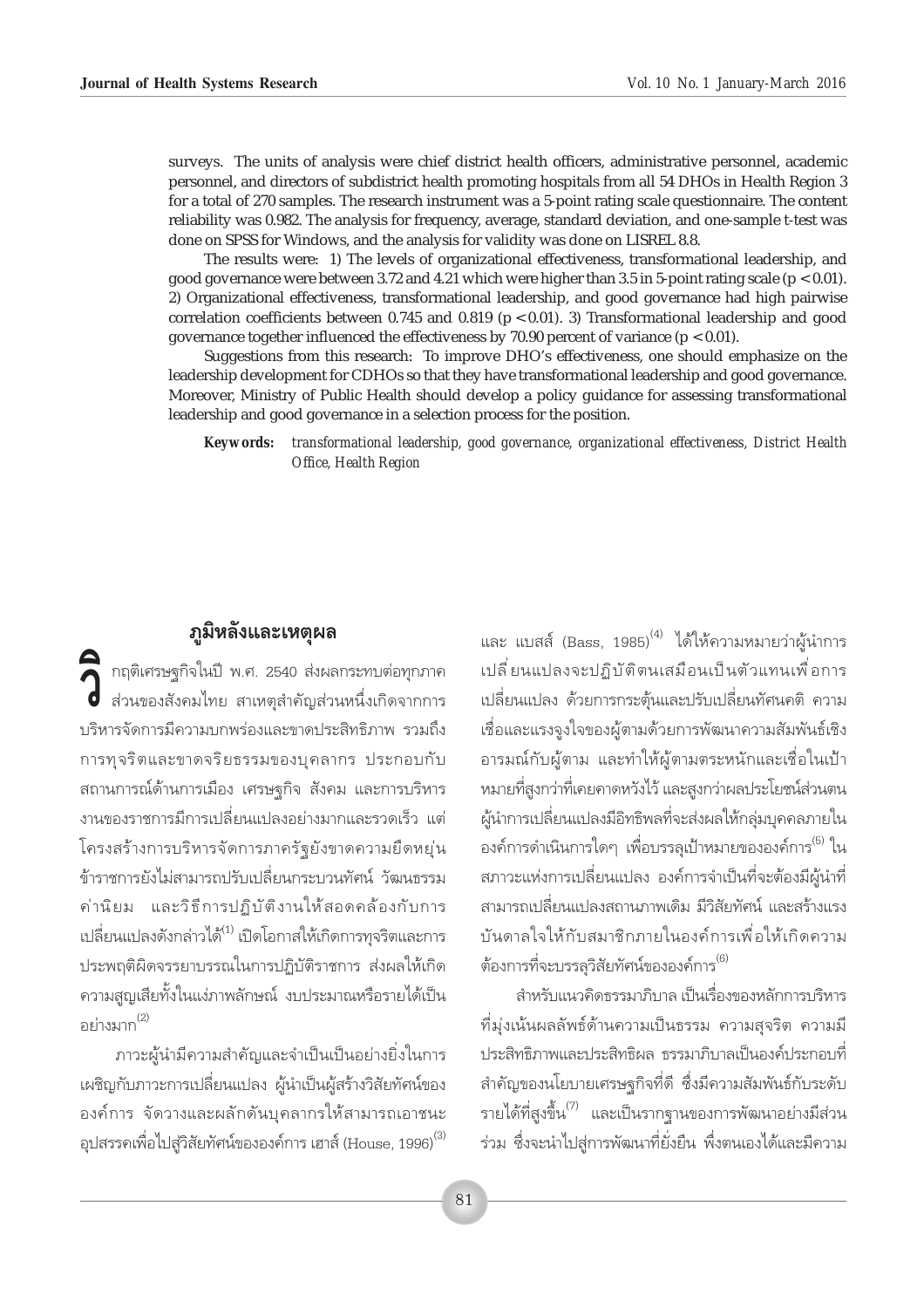surveys. The units of analysis were chief district health officers, administrative personnel, academic personnel, and directors of subdistrict health promoting hospitals from all 54 DHOs in Health Region 3 for a total of 270 samples. The research instrument was a 5-point rating scale questionnaire. The content reliability was 0.982. The analysis for frequency, average, standard deviation, and one-sample t-test was done on SPSS for Windows, and the analysis for validity was done on LISREL 8.8.

The results were: 1) The levels of organizational effectiveness, transformational leadership, and good governance were between 3.72 and 4.21 which were higher than 3.5 in 5-point rating scale ($p < 0.01$). 2) Organizational effectiveness, transformational leadership, and good governance had high pairwise correlation coefficients between 0.745 and 0.819 ($p < 0.01$). 3) Transformational leadership and good governance together influenced the effectiveness by 70.90 percent of variance ($p < 0.01$).

Suggestions from this research: To improve DHO's effectiveness, one should emphasize on the leadership development for CDHOs so that they have transformational leadership and good governance. Moreover, Ministry of Public Health should develop a policy guidance for assessing transformational leadership and good governance in a selection process for the position.

**Keywords:** *transformational leadership, good governance, organizational effectiveness, District Health Office, Health Region*

## ภูมิหลังและเหตุผล

วิกฤติเศรษฐกิจในปี พ.ศ. 2540 ส่งผลกระทบต่อทุกภาคส่วนของสังคมไทย สาเหตุสำคัญส่วนหนึ่งเกิดจากการบริหารจัดการมีความบกพร่องและขาดประสิทธิภาพ รวมถึงการทุจริตและขาดจริยธรรมของบุคลากร ประกอบกับสถานการณ์ด้านการเมือง เศรษฐกิจ สังคม และการบริหารงานของราชการมีการเปลี่ยนแปลงอย่างมากและรวดเร็ว แต่โครงสร้างการบริหารจัดการภาครัฐยังขาดความยืดหยุ่น ข้าราชการยังไม่สามารถปรับเปลี่ยนกระบวนทัศน์ วัฒนธรรม ค่านิยม และวิธีการปฏิบัติงานให้สอดคล้องกับการเปลี่ยนแปลงดังกล่าวได้[1] เปิดโอกาสให้เกิดการทุจริตและการประพฤติผิดจรรยาบรรณในการปฏิบัติราชการ ส่งผลให้เกิดความสูญเสียทั้งในแง่ภาพลักษณ์ งบประมาณหรือรายได้เป็นอย่างมาก[2]

ภาวะผู้นำมีความสำคัญและจำเป็นเป็นอย่างยิ่งในการเผชิญกับภาวะการเปลี่ยนแปลง ผู้นำเป็นผู้สร้างวิสัยทัศน์ขององค์การ จัดวางและผลักดันบุคลากรให้สามารถเอาชนะอุปสรรคเพื่อไปสู่วิสัยทัศน์ขององค์การ เฮาส์ (House, 1996)[3] และ แบสส์ (Bass, 1985)[4] ได้ให้ความหมายว่าผู้นำการเปลี่ยนแปลงจะปฏิบัติตนเสมือนเป็นตัวแทนเพื่อการเปลี่ยนแปลง ด้วยการกระตุ้นและปรับเปลี่ยนทัศนคติ ความเชื่อและแรงจูงใจของผู้ตามด้วยการพัฒนาความสัมพันธ์เชิงอารมณ์กับผู้ตาม และทำให้ผู้ตามตระหนักและเชื่อในเป้าหมายที่สูงกว่าที่เคยคาดหวังไว้ และสูงกว่าผลประโยชน์ส่วนตน ผู้นำการเปลี่ยนแปลงมีอิทธิพลที่จะส่งผลให้กลุ่มบุคคลภายในองค์การดำเนินการใดๆ เพื่อบรรลุเป้าหมายขององค์การ[5] ในสภาวะแห่งการเปลี่ยนแปลง องค์การจำเป็นที่จะต้องมีผู้นำที่สามารถเปลี่ยนแปลงสถานภาพเดิม มีวิสัยทัศน์ และสร้างแรงบันดาลใจให้กับสมาชิกภายในองค์การเพื่อให้เกิดความต้องการที่จะบรรลุวิสัยทัศน์ขององค์การ[6]

สำหรับแนวคิดธรรมาภิบาล เป็นเรื่องของหลักการบริหารที่มุ่งเน้นผลลัพธ์ด้านความเป็นธรรม ความสุจริต ความมีประสิทธิภาพและประสิทธิผล ธรรมาภิบาลเป็นองค์ประกอบที่สำคัญของนโยบายเศรษฐกิจที่ดี ซึ่งมีความสัมพันธ์กับระดับรายได้ที่สูงขึ้น[7] และเป็นรากฐานของการพัฒนาอย่างมีส่วนร่วม ซึ่งจะนำไปสู่การพัฒนาที่ยั่งยืน พึ่งตนเองได้และมีความ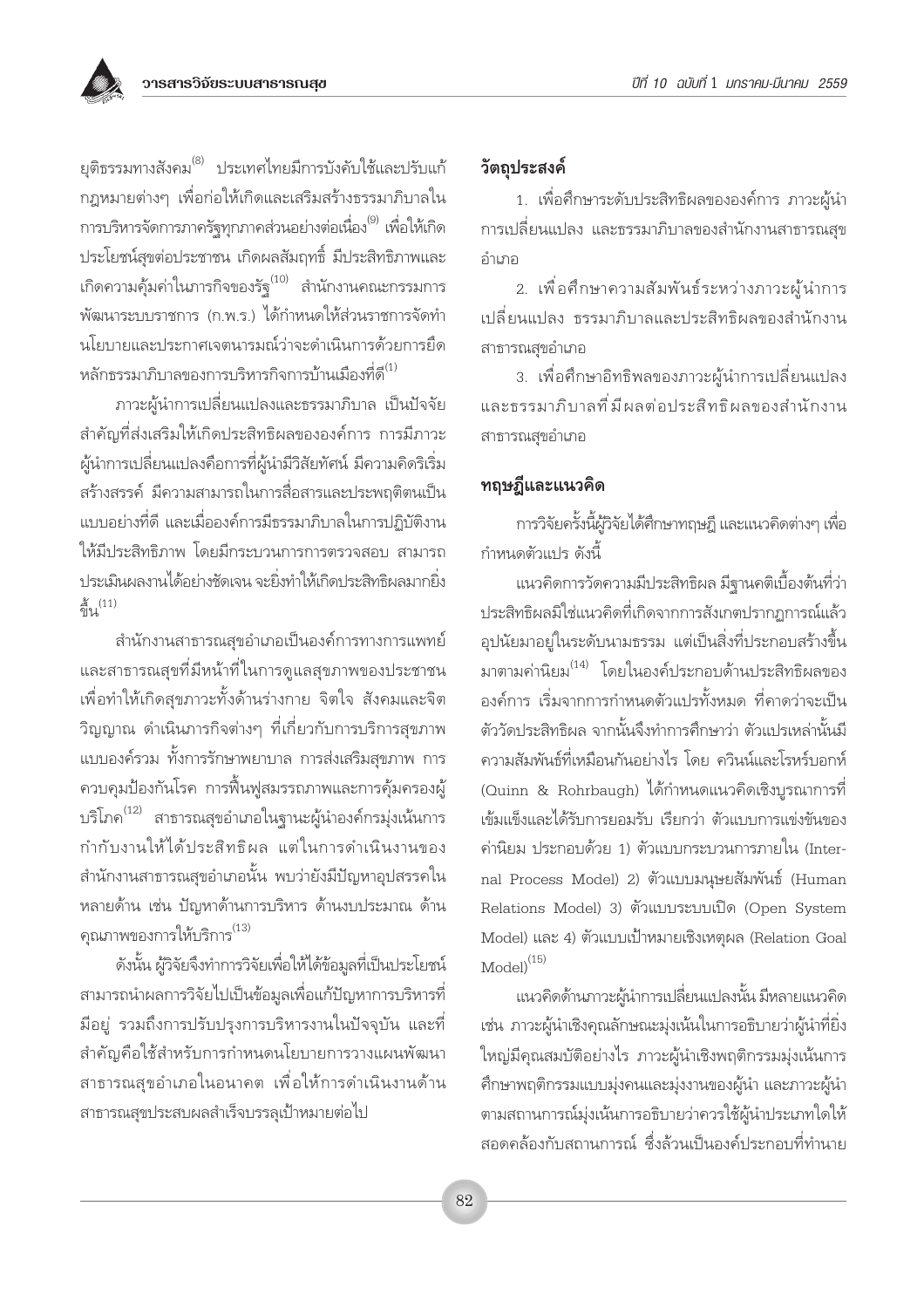ยุติธรรมทางสังคม[8] ประเทศไทยมีการบังคับใช้และปรับแก้กฎหมายต่างๆ เพื่อก่อให้เกิดและเสริมสร้างธรรมาภิบาลในการบริหารจัดการภาครัฐทุกภาคส่วนอย่างต่อเนื่อง[9] เพื่อให้เกิดประโยชน์สุขต่อประชาชน เกิดผลสัมฤทธิ์ มีประสิทธิภาพและเกิดความคุ้มค่าในภารกิจของรัฐ[10] สำนักงานคณะกรรมการพัฒนาระบบราชการ (ก.พ.ร.) ได้กำหนดให้ส่วนราชการจัดทำนโยบายและประกาศเจตนารมณ์ว่าจะดำเนินการด้วยการยึดหลักธรรมาภิบาลของการบริหารกิจการบ้านเมืองที่ดี[1]

ภาวะผู้นำการเปลี่ยนแปลงและธรรมาภิบาล เป็นปัจจัยสำคัญที่ส่งเสริมให้เกิดประสิทธิผลขององค์การ การมีภาวะผู้นำการเปลี่ยนแปลงคือการที่ผู้นำมีวิสัยทัศน์ มีความคิดริเริ่มสร้างสรรค์ มีความสามารถในการสื่อสารและประพฤติตนเป็นแบบอย่างที่ดี และเมื่อองค์การมีธรรมาภิบาลในการปฏิบัติงานให้มีประสิทธิภาพ โดยมีกระบวนการการตรวจสอบ สามารถประเมินผลงานได้อย่างชัดเจน จะยิ่งทำให้เกิดประสิทธิผลมากยิ่งขึ้น[11]

สำนักงานสาธารณสุขอำเภอเป็นองค์การทางการแพทย์และสาธารณสุขที่มีหน้าที่ในการดูแลสุขภาพของประชาชน เพื่อทำให้เกิดสุขภาวะทั้งด้านร่างกาย จิตใจ สังคมและจิตวิญญาณ ดำเนินภารกิจต่างๆ ที่เกี่ยวกับการบริการสุขภาพแบบองค์รวม ทั้งการรักษาพยาบาล การส่งเสริมสุขภาพ การควบคุมป้องกันโรค การฟื้นฟูสมรรถภาพและการคุ้มครองผู้บริโภค[12] สาธารณสุขอำเภอในฐานะผู้นำองค์กรมุ่งเน้นการกำกับงานให้ได้ประสิทธิผล แต่ในการดำเนินงานของสำนักงานสาธารณสุขอำเภอนั้น พบว่ายังมีปัญหาอุปสรรคในหลายด้าน เช่น ปัญหาด้านการบริหาร ด้านงบประมาณ ด้านคุณภาพของการให้บริการ[13]

ดังนั้น ผู้วิจัยจึงทำการวิจัยเพื่อให้ได้ข้อมูลที่เป็นประโยชน์ สามารถนำผลการวิจัยไปเป็นข้อมูลเพื่อแก้ปัญหาการบริหารที่มีอยู่ รวมถึงการปรับปรุงการบริหารงานในปัจจุบัน และที่สำคัญคือใช้สำหรับการกำหนดนโยบายการวางแผนพัฒนาสาธารณสุขอำเภอในอนาคต เพื่อให้การดำเนินงานด้านสาธารณสุขประสบผลสำเร็จบรรลุเป้าหมายต่อไป

## วัตถุประสงค์

1. เพื่อศึกษาระดับประสิทธิผลขององค์การ ภาวะผู้นำการเปลี่ยนแปลง และธรรมาภิบาลของสำนักงานสาธารณสุขอำเภอ

2. เพื่อศึกษาความสัมพันธ์ระหว่างภาวะผู้นำการเปลี่ยนแปลง ธรรมาภิบาลและประสิทธิผลของสำนักงานสาธารณสุขอำเภอ

3. เพื่อศึกษาอิทธิพลของภาวะผู้นำการเปลี่ยนแปลง และธรรมาภิบาลที่มีผลต่อประสิทธิผลของสำนักงานสาธารณสุขอำเภอ

## ทฤษฎีและแนวคิด

การวิจัยครั้งนี้ผู้วิจัยได้ศึกษาทฤษฎี และแนวคิดต่างๆ เพื่อกำหนดตัวแปร ดังนี้

แนวคิดการวัดความมีประสิทธิผล มีฐานคติเบื้องต้นที่ว่า ประสิทธิผลมิใช่แนวคิดที่เกิดจากการสังเกตปรากฏการณ์แล้วอุปนัยมาอยู่ในระดับนามธรรม แต่เป็นสิ่งที่ประกอบสร้างขึ้นมาตามค่านิยม[14] โดยในองค์ประกอบด้านประสิทธิผลขององค์การ เริ่มจากการกำหนดตัวแปรทั้งหมด ที่คาดว่าจะเป็นตัวชี้วัดประสิทธิผล จากนั้นจึงทำการศึกษาว่า ตัวแปรเหล่านั้นมีความสัมพันธ์ที่เหมือนกันอย่างไร โดย ควินน์และโรห์รบอกห์ (Quinn & Rohrbaugh) ได้กำหนดแนวคิดเชิงบูรณาการที่เข้มแข็งและได้รับการยอมรับ เรียกว่า ตัวแบบการแข่งขันของค่านิยม ประกอบด้วย 1) ตัวแบบกระบวนการภายใน (Internal Process Model) 2) ตัวแบบมนุษยสัมพันธ์ (Human Relations Model) 3) ตัวแบบระบบเปิด (Open System Model) และ 4) ตัวแบบเป้าหมายเชิงเหตุผล (Relation Goal Model)[15]

แนวคิดด้านภาวะผู้นำการเปลี่ยนแปลงนั้น มีหลายแนวคิด เช่น ภาวะผู้นำเชิงคุณลักษณะมุ่งเน้นในการอธิบายว่าผู้นำที่ยิ่งใหญ่มีคุณสมบัติอย่างไร ภาวะผู้นำเชิงพฤติกรรมมุ่งเน้นการศึกษาพฤติกรรมแบบมุ่งคนและมุ่งงานของผู้นำ และภาวะผู้นำตามสถานการณ์มุ่งเน้นการอธิบายว่าควรใช้ผู้นำประเภทใดให้สอดคล้องกับสถานการณ์ ซึ่งล้วนเป็นองค์ประกอบที่ทำนาย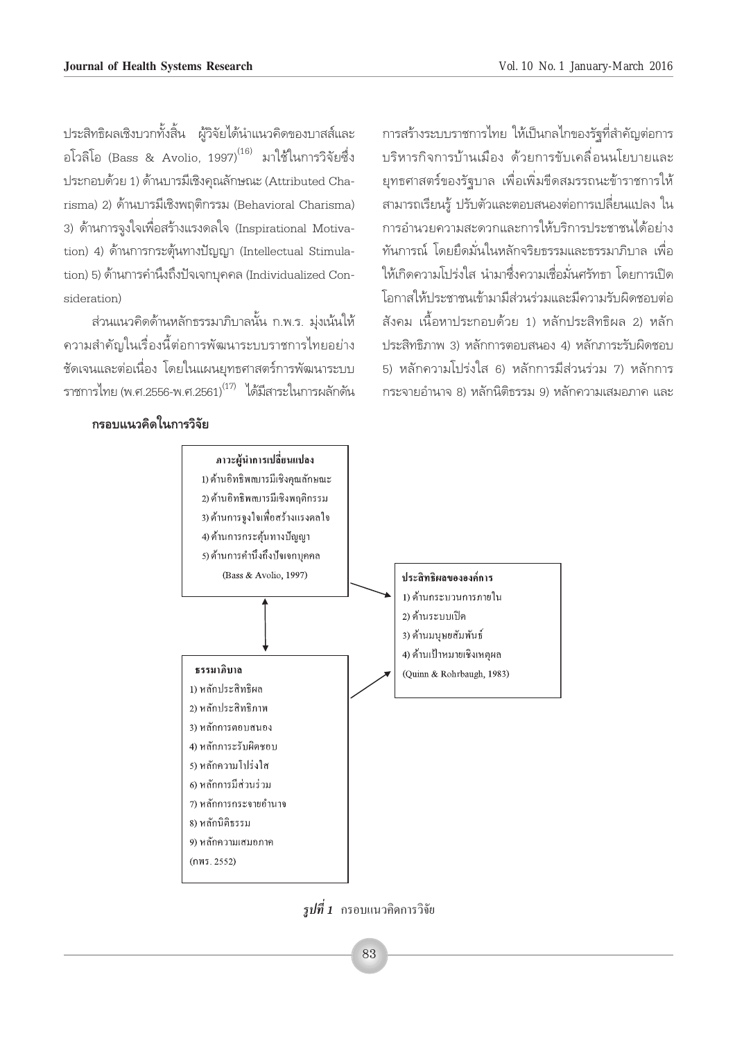ประสิทธิผลเชิงบวกทั้งสิ้น ผู้วิจัยได้นำแนวคิดของบาสส์และอโวลิโอ (Bass & Avolio, 1997)[16] มาใช้ในการวิจัยซึ่งประกอบด้วย 1) ด้านบารมีเชิงคุณลักษณะ (Attributed Charisma) 2) ด้านบารมีเชิงพฤติกรรม (Behavioral Charisma) 3) ด้านการจูงใจเพื่อสร้างแรงดลใจ (Inspirational Motivation) 4) ด้านการกระตุ้นทางปัญญา (Intellectual Stimulation) 5) ด้านการคำนึงถึงปัจเจกบุคคล (Individualized Consideration)

ส่วนแนวคิดด้านหลักธรรมาภิบาลนั้น ก.พ.ร. มุ่งเน้นให้ความสำคัญในเรื่องนี้ต่อการพัฒนาระบบราชการไทยอย่างชัดเจนและต่อเนื่อง โดยในแผนยุทธศาสตร์การพัฒนาระบบราชการไทย (พ.ศ.2556-พ.ศ.2561)[17] ได้มีสาระในการผลักดันการสร้างระบบราชการไทย ให้เป็นกลไกของรัฐที่สำคัญต่อการบริหารกิจการบ้านเมือง ด้วยการขับเคลื่อนนโยบายและยุทธศาสตร์ของรัฐบาล เพื่อเพิ่มขีดสมรรถนะข้าราชการให้สามารถเรียนรู้ ปรับตัวและตอบสนองต่อการเปลี่ยนแปลง ในการอำนวยความสะดวกและการให้บริการประชาชนได้อย่างทันการณ์ โดยยึดมั่นในหลักจริยธรรมและธรรมาภิบาล เพื่อให้เกิดความโปร่งใส นำมาซึ่งความเชื่อมั่นศรัทธา โดยการเปิดโอกาสให้ประชาชนเข้ามามีส่วนร่วมและมีความรับผิดชอบต่อสังคม เนื้อหาประกอบด้วย 1) หลักประสิทธิผล 2) หลักประสิทธิภาพ 3) หลักการตอบสนอง 4) หลักภาระรับผิดชอบ 5) หลักความโปร่งใส 6) หลักการมีส่วนร่วม 7) หลักการกระจายอำนาจ 8) หลักนิติธรรม 9) หลักความเสมอภาค และ

**กรอบแนวคิดในการวิจัย**

**ภาวะผู้นำการเปลี่ยนแปลง**
1) ด้านอิทธิพลบารมีเชิงคุณลักษณะ
2) ด้านอิทธิพลบารมีเชิงพฤติกรรม
3) ด้านการจูงใจเพื่อสร้างแรงดลใจ
4) ด้านการกระตุ้นทางปัญญา
5) ด้านการคำนึงถึงปัจเจกบุคคล
(Bass & Avolio, 1997)

**ธรรมาภิบาล**
1) หลักประสิทธิผล
2) หลักประสิทธิภาพ
3) หลักการตอบสนอง
4) หลักภาระรับผิดชอบ
5) หลักความโปร่งใส
6) หลักการมีส่วนร่วม
7) หลักการกระจายอำนาจ
8) หลักนิติธรรม
9) หลักความเสมอภาค
(กพร. 2552)

**ประสิทธิผลขององค์การ**
1) ด้านกระบวนการภายใน
2) ด้านระบบเปิด
3) ด้านมนุษยสัมพันธ์
4) ด้านเป้าหมายเชิงเหตุผล
(Quinn & Rohrbaugh, 1983)

***รูปที่ 1*** กรอบแนวคิดการวิจัย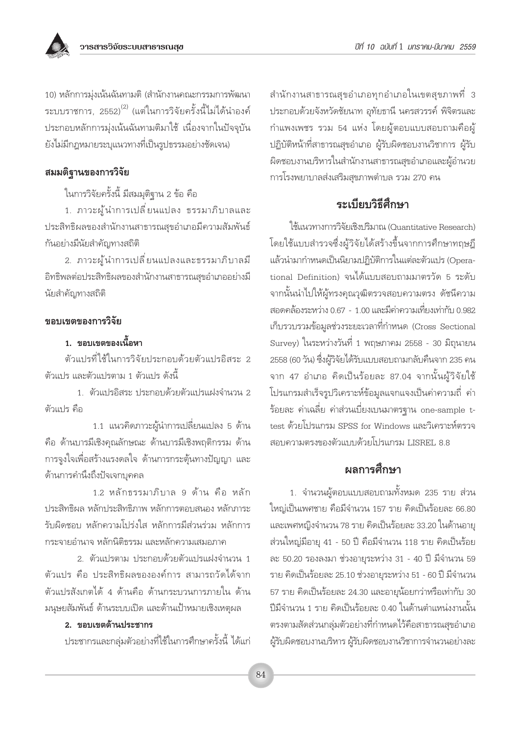10) หลักการมุ่งเน้นฉันทามติ (สำนักงานคณะกรรมการพัฒนาระบบราชการ, 2552)[2] (แต่ในการวิจัยครั้งนี้ไม่ได้นำองค์ประกอบหลักการมุ่งเน้นฉันทามติมาใช้ เนื่องจากในปัจจุบันยังไม่มีกฎหมายระบุแนวทางที่เป็นรูปธรรมอย่างชัดเจน)

### สมมติฐานของการวิจัย

ในการวิจัยครั้งนี้ มีสมมุติฐาน 2 ข้อ คือ

1. ภาวะผู้นำการเปลี่ยนแปลง ธรรมาภิบาลและประสิทธิผลของสำนักงานสาธารณสุขอำเภอมีความสัมพันธ์กันอย่างมีนัยสำคัญทางสถิติ

2. ภาวะผู้นำการเปลี่ยนแปลงและธรรมาภิบาลมีอิทธิพลต่อประสิทธิผลของสำนักงานสาธารณสุขอำเภออย่างมีนัยสำคัญทางสถิติ

### ขอบเขตของการวิจัย

**1. ขอบเขตของเนื้อหา**

ตัวแปรที่ใช้ในการวิจัยประกอบด้วยตัวแปรอิสระ 2 ตัวแปร และตัวแปรตาม 1 ตัวแปร ดังนี้

1. ตัวแปรอิสระ ประกอบด้วยตัวแปรแฝงจำนวน 2 ตัวแปร คือ

1.1 แนวคิดภาวะผู้นำการเปลี่ยนแปลง 5 ด้าน คือ ด้านบารมีเชิงคุณลักษณะ ด้านบารมีเชิงพฤติกรรม ด้านการจูงใจเพื่อสร้างแรงดลใจ ด้านการกระตุ้นทางปัญญา และด้านการคำนึงถึงปัจเจกบุคคล

1.2 หลักธรรมาภิบาล 9 ด้าน คือ หลักประสิทธิผล หลักประสิทธิภาพ หลักการตอบสนอง หลักภาระรับผิดชอบ หลักความโปร่งใส หลักการมีส่วนร่วม หลักการกระจายอำนาจ หลักนิติธรรม และหลักความเสมอภาค

2. ตัวแปรตาม ประกอบด้วยตัวแปรแฝงจำนวน 1 ตัวแปร คือ ประสิทธิผลขององค์การ สามารถวัดได้จากตัวแปรสังเกตได้ 4 ด้านคือ ด้านกระบวนการภายใน ด้านมนุษยสัมพันธ์ ด้านระบบเปิด และด้านเป้าหมายเชิงเหตุผล

**2. ขอบเขตด้านประชากร**

ประชากรและกลุ่มตัวอย่างที่ใช้ในการศึกษาครั้งนี้ ได้แก่ สำนักงานสาธารณสุขอำเภอทุกอำเภอในเขตสุขภาพที่ 3 ประกอบด้วยจังหวัดชัยนาท อุทัยธานี นครสวรรค์ พิจิตรและกำแพงเพชร รวม 54 แห่ง โดยผู้ตอบแบบสอบถามคือผู้ปฏิบัติหน้าที่สาธารณสุขอำเภอ ผู้รับผิดชอบงานวิชาการ ผู้รับผิดชอบงานบริหารในสำนักงานสาธารณสุขอำเภอและผู้อำนวยการโรงพยาบาลส่งเสริมสุขภาพตำบล รวม 270 คน

## ระเบียบวิธีศึกษา

ใช้แนวทางการวิจัยเชิงปริมาณ (Quantitative Research) โดยใช้แบบสำรวจซึ่งผู้วิจัยได้สร้างขึ้นจากการศึกษาทฤษฎีแล้วนำมากำหนดเป็นนิยามปฏิบัติการในแต่ละตัวแปร (Operational Definition) จนได้แบบสอบถามมาตรวัด 5 ระดับ จากนั้นนำไปให้ผู้ทรงคุณวุฒิตรวจสอบความตรง ดัชนีความสอดคล้องระหว่าง 0.67 - 1.00 และมีค่าความเที่ยงเท่ากับ 0.982 เก็บรวบรวมข้อมูลช่วงระยะเวลาที่กำหนด (Cross Sectional Survey) ในระหว่างวันที่ 1 พฤษภาคม 2558 - 30 มิถุนายน 2558 (60 วัน) ซึ่งผู้วิจัยได้รับแบบสอบถามกลับคืนจาก 235 คน จาก 47 อำเภอ คิดเป็นร้อยละ 87.04 จากนั้นผู้วิจัยใช้โปรแกรมสำเร็จรูปวิเคราะห์ข้อมูลแจกแจงเป็นค่าความถี่ ค่าร้อยละ ค่าเฉลี่ย ค่าส่วนเบี่ยงเบนมาตรฐาน one-sample t-test ด้วยโปรแกรม SPSS for Windows และวิเคราะห์ตรวจสอบความตรงของตัวแบบด้วยโปรแกรม LISREL 8.8

## ผลการศึกษา

1. จำนวนผู้ตอบแบบสอบถามทั้งหมด 235 ราย ส่วนใหญ่เป็นเพศชาย คือมีจำนวน 157 ราย คิดเป็นร้อยละ 66.80 และเพศหญิงจำนวน 78 ราย คิดเป็นร้อยละ 33.20 ในด้านอายุส่วนใหญ่มีอายุ 41 - 50 ปี คือมีจำนวน 118 ราย คิดเป็นร้อยละ 50.20 รองลงมา ช่วงอายุระหว่าง 31 - 40 ปี มีจำนวน 59 ราย คิดเป็นร้อยละ 25.10 ช่วงอายุระหว่าง 51 - 60 ปี มีจำนวน 57 ราย คิดเป็นร้อยละ 24.30 และอายุน้อยกว่าหรือเท่ากับ 30 ปีมีจำนวน 1 ราย คิดเป็นร้อยละ 0.40 ในด้านตำแหน่งงานนั้นตรงตามสัดส่วนกลุ่มตัวอย่างที่กำหนดไว้คือสาธารณสุขอำเภอ ผู้รับผิดชอบงานบริหาร ผู้รับผิดชอบงานวิชาการจำนวนอย่างละ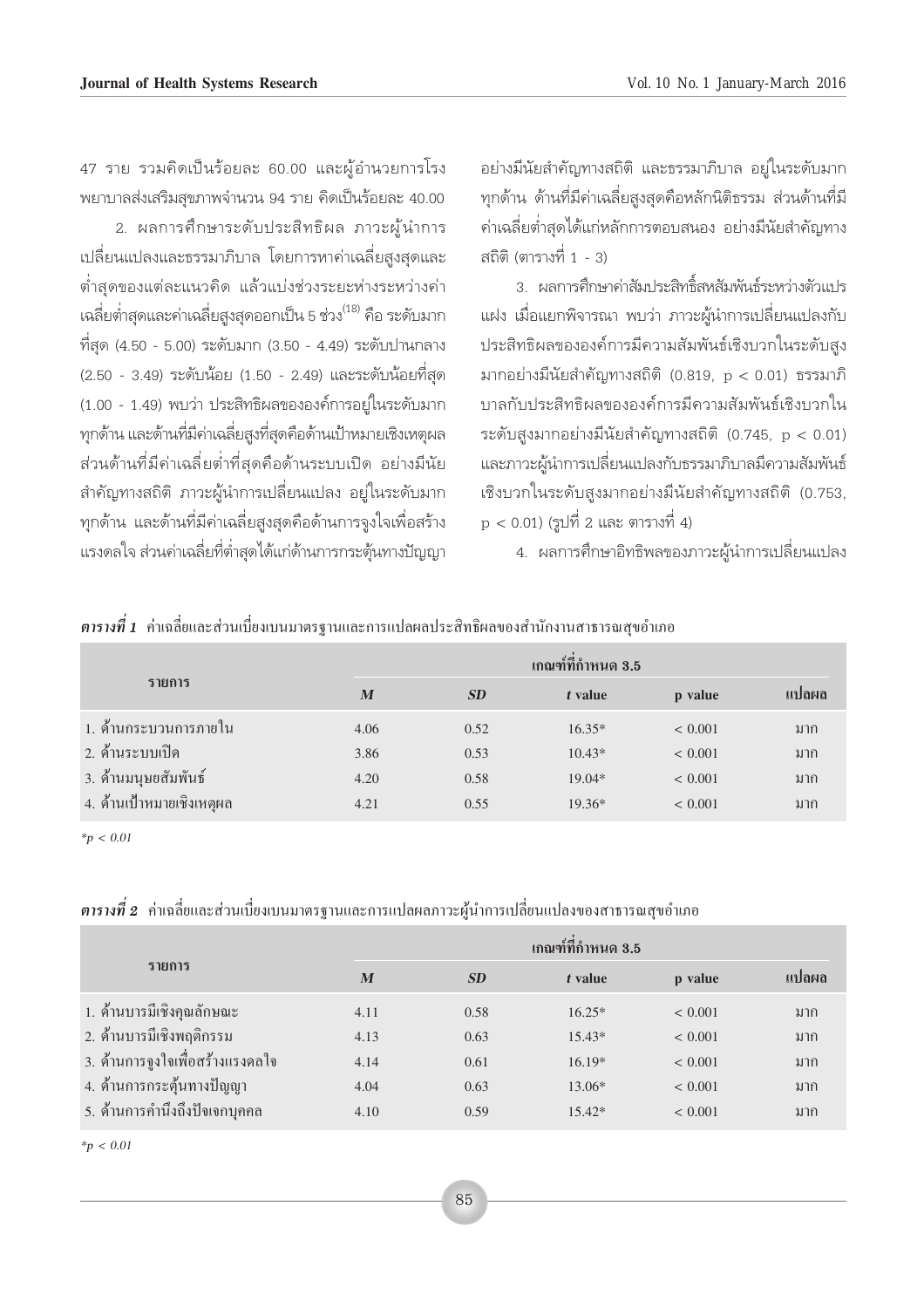47 ราย รวมคิดเป็นร้อยละ 60.00 และผู้อำนวยการโรงพยาบาลส่งเสริมสุขภาพจำนวน 94 ราย คิดเป็นร้อยละ 40.00

2. ผลการศึกษาระดับประสิทธิผล ภาวะผู้นำการเปลี่ยนแปลงและธรรมาภิบาล โดยการหาค่าเฉลี่ยสูงสุดและต่ำสุดของแต่ละแนวคิด แล้วแบ่งช่วงระยะห่างระหว่างค่าเฉลี่ยต่ำสุดและค่าเฉลี่ยสูงสุดออกเป็น 5 ช่วง[18] คือ ระดับมากที่สุด (4.50 - 5.00) ระดับมาก (3.50 - 4.49) ระดับปานกลาง (2.50 - 3.49) ระดับน้อย (1.50 - 2.49) และระดับน้อยที่สุด (1.00 - 1.49) พบว่า ประสิทธิผลขององค์การอยู่ในระดับมากทุกด้าน และด้านที่มีค่าเฉลี่ยสูงที่สุดคือด้านเป้าหมายเชิงเหตุผล ส่วนด้านที่มีค่าเฉลี่ยต่ำที่สุดคือด้านระบบเปิด อย่างมีนัยสำคัญทางสถิติ ภาวะผู้นำการเปลี่ยนแปลง อยู่ในระดับมากทุกด้าน และด้านที่มีค่าเฉลี่ยสูงสุดคือด้านการจูงใจเพื่อสร้างแรงดลใจ ส่วนค่าเฉลี่ยที่ต่ำสุดได้แก่ด้านการกระตุ้นทางปัญญาอย่างมีนัยสำคัญทางสถิติ และธรรมาภิบาล อยู่ในระดับมากทุกด้าน ด้านที่มีค่าเฉลี่ยสูงสุดคือหลักนิติธรรม ส่วนด้านที่มีค่าเฉลี่ยต่ำสุดได้แก่หลักการตอบสนอง อย่างมีนัยสำคัญทางสถิติ (ตารางที่ 1 - 3)

3. ผลการศึกษาค่าสัมประสิทธิ์สหสัมพันธ์ระหว่างตัวแปรแฝง เมื่อแยกพิจารณา พบว่า ภาวะผู้นำการเปลี่ยนแปลงกับประสิทธิผลขององค์การมีความสัมพันธ์เชิงบวกในระดับสูงมากอย่างมีนัยสำคัญทางสถิติ (0.819, $p < 0.01$) ธรรมาภิบาลกับประสิทธิผลขององค์การมีความสัมพันธ์เชิงบวกในระดับสูงมากอย่างมีนัยสำคัญทางสถิติ (0.745, $p < 0.01$) และภาวะผู้นำการเปลี่ยนแปลงกับธรรมาภิบาลมีความสัมพันธ์เชิงบวกในระดับสูงมากอย่างมีนัยสำคัญทางสถิติ (0.753, $p < 0.01$) (รูปที่ 2 และ ตารางที่ 4)

4. ผลการศึกษาอิทธิพลของภาวะผู้นำการเปลี่ยนแปลง

***ตารางที่ 1*** ค่าเฉลี่ยและส่วนเบี่ยงเบนมาตรฐานและการแปลผลประสิทธิผลของสำนักงานสาธารณสุขอำเภอ

| รายการ | เกณฑ์ที่กำหนด 3.5 | | | | |
|---|---|---|---|---|---|
| | ***M*** | ***SD*** | ***t*** **value** | **p value** | **แปลผล** |
| 1. ด้านกระบวนการภายใน | 4.06 | 0.52 | 16.35* | < 0.001 | มาก |
| 2. ด้านระบบเปิด | 3.86 | 0.53 | 10.43* | < 0.001 | มาก |
| 3. ด้านมนุษยสัมพันธ์ | 4.20 | 0.58 | 19.04* | < 0.001 | มาก |
| 4. ด้านเป้าหมายเชิงเหตุผล | 4.21 | 0.55 | 19.36* | < 0.001 | มาก |

*$*p < 0.01$*

***ตารางที่ 2*** ค่าเฉลี่ยและส่วนเบี่ยงเบนมาตรฐานและการแปลผลภาวะผู้นำการเปลี่ยนแปลงของสาธารณสุขอำเภอ

| รายการ | เกณฑ์ที่กำหนด 3.5 | | | | |
|---|---|---|---|---|---|
| | ***M*** | ***SD*** | ***t*** **value** | **p value** | **แปลผล** |
| 1. ด้านบารมีเชิงคุณลักษณะ | 4.11 | 0.58 | 16.25* | < 0.001 | มาก |
| 2. ด้านบารมีเชิงพฤติกรรม | 4.13 | 0.63 | 15.43* | < 0.001 | มาก |
| 3. ด้านการจูงใจเพื่อสร้างแรงดลใจ | 4.14 | 0.61 | 16.19* | < 0.001 | มาก |
| 4. ด้านการกระตุ้นทางปัญญา | 4.04 | 0.63 | 13.06* | < 0.001 | มาก |
| 5. ด้านการคำนึงถึงปัจเจกบุคคล | 4.10 | 0.59 | 15.42* | < 0.001 | มาก |

*$*p < 0.01$*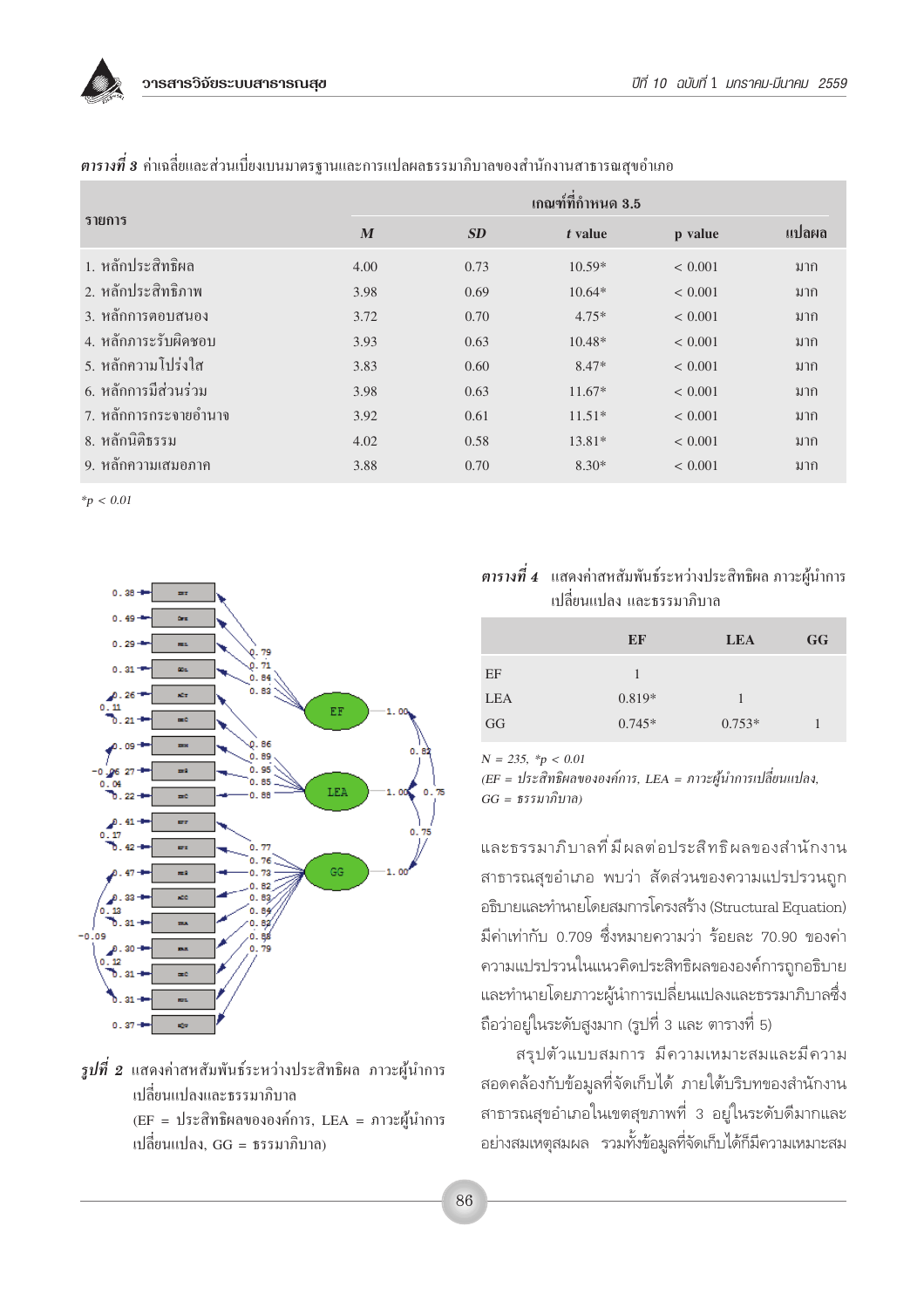*ตารางที่ 3* ค่าเฉลี่ยและส่วนเบี่ยงเบนมาตรฐานและการแปลผลธรรมาภิบาลของสำนักงานสาธารณสุขอำเภอ

| รายการ | เกณฑ์ที่กำหนด 3.5 | | | | |
|---|---|---|---|---|---|
| | *M* | *SD* | *t* value | p value | แปลผล |
| 1. หลักประสิทธิผล | 4.00 | 0.73 | 10.59* | < 0.001 | มาก |
| 2. หลักประสิทธิภาพ | 3.98 | 0.69 | 10.64* | < 0.001 | มาก |
| 3. หลักการตอบสนอง | 3.72 | 0.70 | 4.75* | < 0.001 | มาก |
| 4. หลักภาระรับผิดชอบ | 3.93 | 0.63 | 10.48* | < 0.001 | มาก |
| 5. หลักความโปร่งใส | 3.83 | 0.60 | 8.47* | < 0.001 | มาก |
| 6. หลักการมีส่วนร่วม | 3.98 | 0.63 | 11.67* | < 0.001 | มาก |
| 7. หลักการกระจายอำนาจ | 3.92 | 0.61 | 11.51* | < 0.001 | มาก |
| 8. หลักนิติธรรม | 4.02 | 0.58 | 13.81* | < 0.001 | มาก |
| 9. หลักความเสมอภาค | 3.88 | 0.70 | 8.30* | < 0.001 | มาก |

*$*p < 0.01$*

*รูปที่ 2* แสดงค่าสหสัมพันธ์ระหว่างประสิทธิผล ภาวะผู้นำการเปลี่ยนแปลงและธรรมาภิบาล
(EF = ประสิทธิผลขององค์การ, LEA = ภาวะผู้นำการเปลี่ยนแปลง, GG = ธรรมาภิบาล)

*ตารางที่ 4* แสดงค่าสหสัมพันธ์ระหว่างประสิทธิผล ภาวะผู้นำการเปลี่ยนแปลง และธรรมาภิบาล

| | EF | LEA | GG |
|---|---|---|---|
| EF | 1 | | |
| LEA | 0.819* | 1 | |
| GG | 0.745* | 0.753* | 1 |

*N = 235, $*p < 0.01$*
*(EF = ประสิทธิผลขององค์การ, LEA = ภาวะผู้นำการเปลี่ยนแปลง, GG = ธรรมาภิบาล)*

และธรรมาภิบาลที่มีผลต่อประสิทธิผลของสำนักงานสาธารณสุขอำเภอ พบว่า สัดส่วนของความแปรปรวนถูกอธิบายและทำนายโดยสมการโครงสร้าง (Structural Equation) มีค่าเท่ากับ 0.709 ซึ่งหมายความว่า ร้อยละ 70.90 ของค่าความแปรปรวนในแนวคิดประสิทธิผลขององค์การถูกอธิบายและทำนายโดยภาวะผู้นำการเปลี่ยนแปลงและธรรมาภิบาลซึ่งถือว่าอยู่ในระดับสูงมาก (รูปที่ 3 และ ตารางที่ 5)

สรุปตัวแบบสมการ มีความเหมาะสมและมีความสอดคล้องกับข้อมูลที่จัดเก็บได้ ภายใต้บริบทของสำนักงานสาธารณสุขอำเภอในเขตสุขภาพที่ 3 อยู่ในระดับดีมากและอย่างสมเหตุสมผล รวมทั้งข้อมูลที่จัดเก็บได้ก็มีความเหมาะสม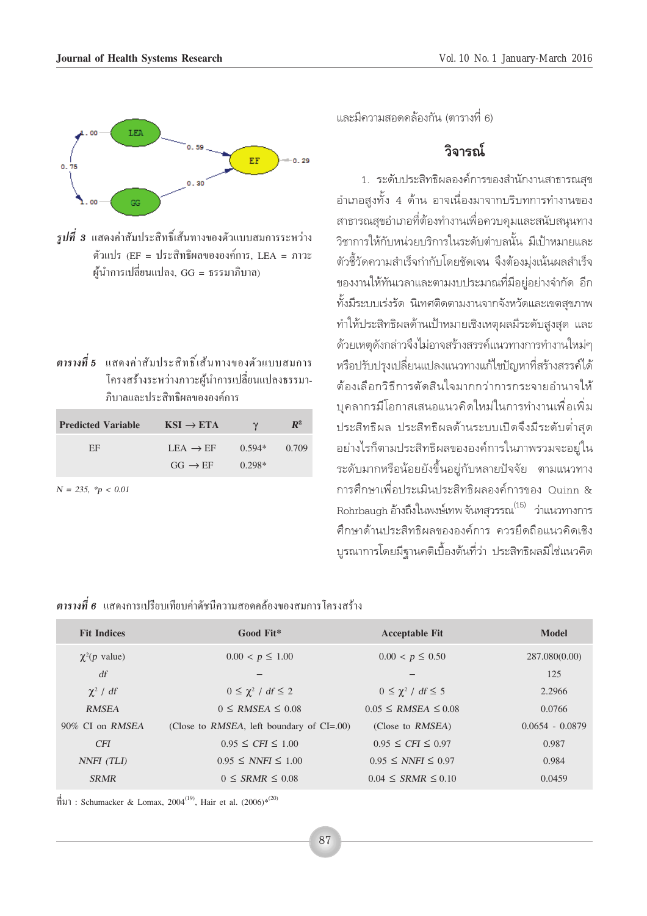รูปที่ 3 แสดงค่าสัมประสิทธิ์เส้นทางของตัวแบบสมการระหว่างตัวแปร (EF = ประสิทธิผลขององค์การ, LEA = ภาวะผู้นำการเปลี่ยนแปลง, GG = ธรรมาภิบาล)

**ตารางที่ 5** แสดงค่าสัมประสิทธิ์เส้นทางของตัวแบบสมการโครงสร้างระหว่างภาวะผู้นำการเปลี่ยนแปลงธรรมาภิบาลและประสิทธิผลขององค์การ

| Predicted Variable | KSI → ETA | γ | $R^2$ |
|---|---|---|---|
| EF | LEA → EF | 0.594* | 0.709 |
| | GG → EF | 0.298* | |

*N = 235, *p < 0.01*

และมีความสอดคล้องกัน (ตารางที่ 6)

## วิจารณ์

1. ระดับประสิทธิผลองค์การของสำนักงานสาธารณสุขอำเภอสูงทั้ง 4 ด้าน อาจเนื่องมาจากบริบทการทำงานของสาธารณสุขอำเภอที่ต้องทำงานเพื่อควบคุมและสนับสนุนทางวิชาการให้กับหน่วยบริการในระดับตำบลนั้น มีเป้าหมายและตัวชี้วัดความสำเร็จกำกับโดยชัดเจน จึงต้องมุ่งเน้นผลสำเร็จของงานให้ทันเวลาและตามงบประมาณที่มีอยู่อย่างจำกัด อีกทั้งมีระบบเร่งรัด นิเทศติดตามงานจากจังหวัดและเขตสุขภาพทำให้ประสิทธิผลด้านเป้าหมายเชิงเหตุผลมีระดับสูงสุด และด้วยเหตุดังกล่าวจึงไม่อาจสร้างสรรค์แนวทางการทำงานใหม่ๆ หรือปรับปรุงเปลี่ยนแปลงแนวทางแก้ไขปัญหาที่สร้างสรรค์ได้ ต้องเลือกวิธีการตัดสินใจมากกว่าการกระจายอำนาจให้บุคลากรมีโอกาสเสนอแนวคิดใหม่ในการทำงานเพื่อเพิ่มประสิทธิผล ประสิทธิผลด้านระบบเปิดจึงมีระดับต่ำสุด อย่างไรก็ตามประสิทธิผลขององค์การในภาพรวมจะอยู่ในระดับมากหรือน้อยยังขึ้นอยู่กับหลายปัจจัย ตามแนวทางการศึกษาเพื่อประเมินประสิทธิผลองค์การของ Quinn & Rohrbaugh อ้างถึงในพงษ์เทพ จันทสุวรรณ[15] ว่าแนวทางการศึกษาด้านประสิทธิผลขององค์การ ควรยึดถือแนวคิดเชิงบูรณาการโดยมีฐานคติเบื้องต้นที่ว่า ประสิทธิผลมิใช่แนวคิด

**ตารางที่ 6** แสดงการเปรียบเทียบค่าดัชนีความสอดคล้องของสมการโครงสร้าง

| Fit Indices | Good Fit* | Acceptable Fit | Model |
|---|---|---|---|
| $\chi^2$(*p* value) | $0.00 < p \leq 1.00$ | $0.00 < p \leq 0.50$ | 287.080(0.00) |
| *df* | – | – | 125 |
| $\chi^2$ / *df* | $0 \leq \chi^2 / df \leq 2$ | $0 \leq \chi^2 / df \leq 5$ | 2.2966 |
| *RMSEA* | $0 \leq RMSEA \leq 0.08$ | $0.05 \leq RMSEA \leq 0.08$ | 0.0766 |
| 90% CI on *RMSEA* | (Close to *RMSEA*, left boundary of CI=.00) | (Close to *RMSEA*) | 0.0654 - 0.0879 |
| *CFI* | $0.95 \leq CFI \leq 1.00$ | $0.95 \leq CFI \leq 0.97$ | 0.987 |
| *NNFI (TLI)* | $0.95 \leq NNFI \leq 1.00$ | $0.95 \leq NNFI \leq 0.97$ | 0.984 |
| *SRMR* | $0 \leq SRMR \leq 0.08$ | $0.04 \leq SRMR \leq 0.10$ | 0.0459 |

ที่มา : Schumacker & Lomax, 2004[19], Hair et al. (2006)*[20]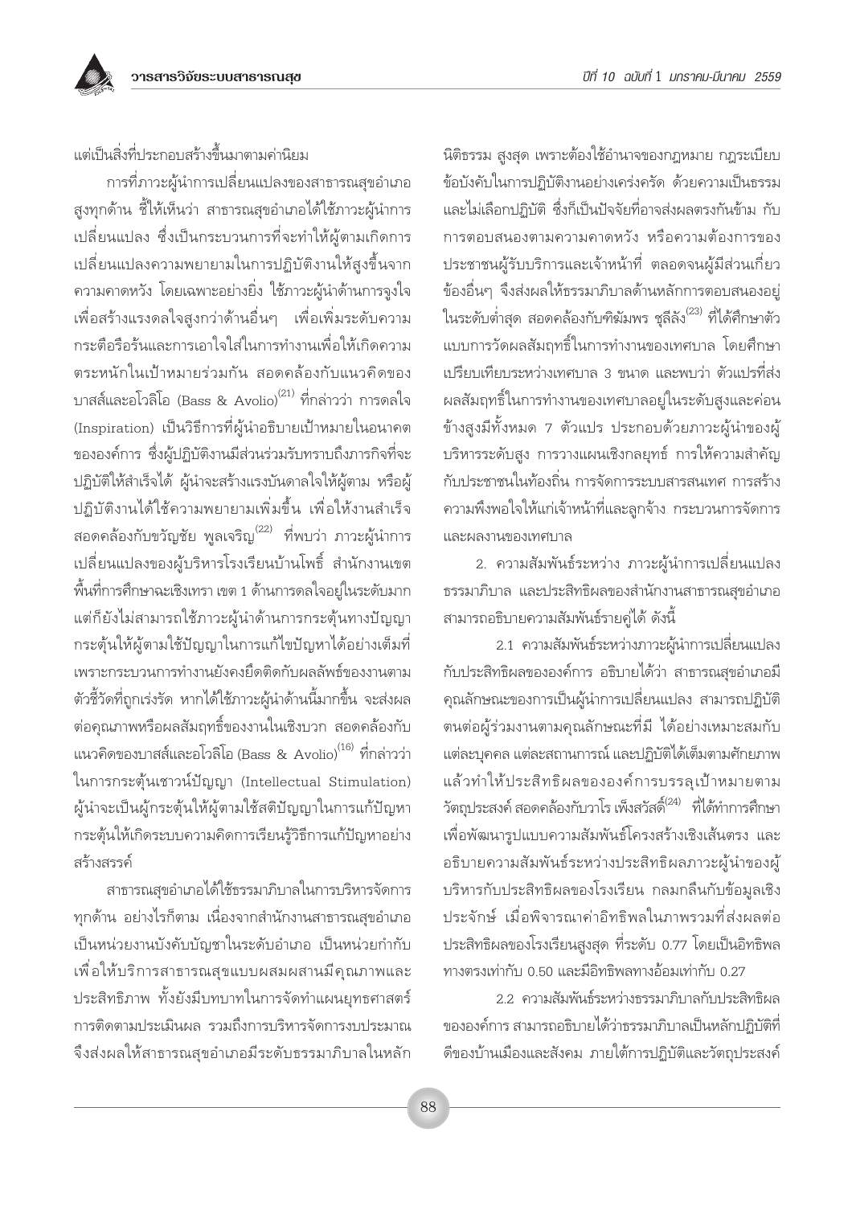แต่เป็นสิ่งที่ประกอบสร้างขึ้นมาตามค่านิยม

การที่ภาวะผู้นำการเปลี่ยนแปลงของสาธารณสุขอำเภอสูงทุกด้าน ชี้ให้เห็นว่า สาธารณสุขอำเภอได้ใช้ภาวะผู้นำการเปลี่ยนแปลง ซึ่งเป็นกระบวนการที่จะทำให้ผู้ตามเกิดการเปลี่ยนแปลงความพยายามในการปฏิบัติงานให้สูงขึ้นจากความคาดหวัง โดยเฉพาะอย่างยิ่ง ใช้ภาวะผู้นำด้านการจูงใจเพื่อสร้างแรงดลใจสูงกว่าด้านอื่นๆ เพื่อเพิ่มระดับความกระตือรือร้นและการเอาใจใส่ในการทำงานเพื่อให้เกิดความตระหนักในเป้าหมายร่วมกัน สอดคล้องกับแนวคิดของบาสส์และโวลิโอ (Bass & Avolio)[21] ที่กล่าวว่า การดลใจ (Inspiration) เป็นวิธีการที่ผู้นำอธิบายเป้าหมายในอนาคตขององค์การ ซึ่งผู้ปฏิบัติงานมีส่วนร่วมรับทราบถึงภารกิจที่จะปฏิบัติให้สำเร็จได้ ผู้นำจะสร้างแรงบันดาลใจให้ผู้ตาม หรือผู้ปฏิบัติงานได้ใช้ความพยายามเพิ่มขึ้น เพื่อให้งานสำเร็จ สอดคล้องกับขวัญชัย พูลเจริญ[22] ที่พบว่า ภาวะผู้นำการเปลี่ยนแปลงของผู้บริหารโรงเรียนบ้านโพธิ์ สำนักงานเขตพื้นที่การศึกษาฉะเชิงเทรา เขต 1 ด้านการดลใจอยู่ในระดับมาก แต่ก็ยังไม่สามารถใช้ภาวะผู้นำด้านการกระตุ้นทางปัญญากระตุ้นให้ผู้ตามใช้ปัญญาในการแก้ไขปัญหาได้อย่างเต็มที่ เพราะกระบวนการทำงานยังคงยึดติดกับผลลัพธ์ของงานตามตัวชี้วัดที่ถูกเร่งรัด หากได้ใช้ภาวะผู้นำด้านนี้มากขึ้น จะส่งผลต่อคุณภาพหรือผลสัมฤทธิ์ของงานในเชิงบวก สอดคล้องกับแนวคิดของบาสส์และโวลิโอ (Bass & Avolio)[16] ที่กล่าวว่าในการกระตุ้นเชาวน์ปัญญา (Intellectual Stimulation) ผู้นำจะเป็นผู้กระตุ้นให้ผู้ตามใช้สติปัญญาในการแก้ปัญหา กระตุ้นให้เกิดระบบความคิดการเรียนรู้วิธีการแก้ปัญหาอย่างสร้างสรรค์

สาธารณสุขอำเภอได้ใช้ธรรมาภิบาลในการบริหารจัดการทุกด้าน อย่างไรก็ตาม เนื่องจากสำนักงานสาธารณสุขอำเภอเป็นหน่วยงานบังคับบัญชาในระดับอำเภอ เป็นหน่วยกำกับเพื่อให้บริการสาธารณสุขแบบผสมผสานมีคุณภาพและประสิทธิภาพ ทั้งยังมีบทบาทในการจัดทำแผนยุทธศาสตร์ การติดตามประเมินผล รวมถึงการบริหารจัดการงบประมาณ จึงส่งผลให้สาธารณสุขอำเภอมีระดับธรรมาภิบาลในหลักนิติธรรม สูงสุด เพราะต้องใช้อำนาจของกฎหมาย กฎระเบียบข้อบังคับในการปฏิบัติงานอย่างเคร่งครัด ด้วยความเป็นธรรมและไม่เลือกปฏิบัติ ซึ่งก็เป็นปัจจัยที่อาจส่งผลตรงกันข้าม กับการตอบสนองตามความคาดหวัง หรือความต้องการของประชาชนผู้รับบริการและเจ้าหน้าที่ ตลอดจนผู้มีส่วนเกี่ยวข้องอื่นๆ จึงส่งผลให้ธรรมาภิบาลด้านหลักการตอบสนองอยู่ในระดับต่ำสุด สอดคล้องกับศิฆัมพร ชุลีลัง[23] ที่ได้ศึกษาตัวแบบการวัดผลสัมฤทธิ์ในการทำงานของเทศบาล โดยศึกษาเปรียบเทียบระหว่างเทศบาล 3 ขนาด และพบว่า ตัวแปรที่ส่งผลสัมฤทธิ์ในการทำงานของเทศบาลอยู่ในระดับสูงและค่อนข้างสูงมีทั้งหมด 7 ตัวแปร ประกอบด้วยภาวะผู้นำของผู้บริหารระดับสูง การวางแผนเชิงกลยุทธ์ การให้ความสำคัญกับประชาชนในท้องถิ่น การจัดการระบบสารสนเทศ การสร้างความพึงพอใจให้แก่เจ้าหน้าที่และลูกจ้าง กระบวนการจัดการ และผลงานของเทศบาล

2. ความสัมพันธ์ระหว่าง ภาวะผู้นำการเปลี่ยนแปลง ธรรมาภิบาล และประสิทธิผลของสำนักงานสาธารณสุขอำเภอ สามารถอธิบายความสัมพันธ์รายคู่ได้ ดังนี้

2.1 ความสัมพันธ์ระหว่างภาวะผู้นำการเปลี่ยนแปลงกับประสิทธิผลขององค์การ อธิบายได้ว่า สาธารณสุขอำเภอมีคุณลักษณะของการเป็นผู้นำการเปลี่ยนแปลง สามารถปฏิบัติตนต่อผู้ร่วมงานตามคุณลักษณะที่มี ได้อย่างเหมาะสมกับแต่ละบุคคล แต่ละสถานการณ์ และปฏิบัติได้เต็มตามศักยภาพ แล้วทำให้ประสิทธิผลขององค์การบรรลุเป้าหมายตามวัตถุประสงค์ สอดคล้องกับวาโร เพ็งสวัสดิ์[24] ที่ได้ทำการศึกษาเพื่อพัฒนารูปแบบความสัมพันธ์โครงสร้างเชิงเส้นตรง และอธิบายความสัมพันธ์ระหว่างประสิทธิผลภาวะผู้นำของผู้บริหารกับประสิทธิผลของโรงเรียน กลมกลืนกับข้อมูลเชิงประจักษ์ เมื่อพิจารณาค่าอิทธิพลในภาพรวมที่ส่งผลต่อประสิทธิผลของโรงเรียนสูงสุด ที่ระดับ 0.77 โดยเป็นอิทธิพลทางตรงเท่ากับ 0.50 และมีอิทธิพลทางอ้อมเท่ากับ 0.27

2.2 ความสัมพันธ์ระหว่างธรรมาภิบาลกับประสิทธิผลขององค์การ สามารถอธิบายได้ว่าธรรมาภิบาลเป็นหลักปฏิบัติที่ดีของบ้านเมืองและสังคม ภายใต้การปฏิบัติและวัตถุประสงค์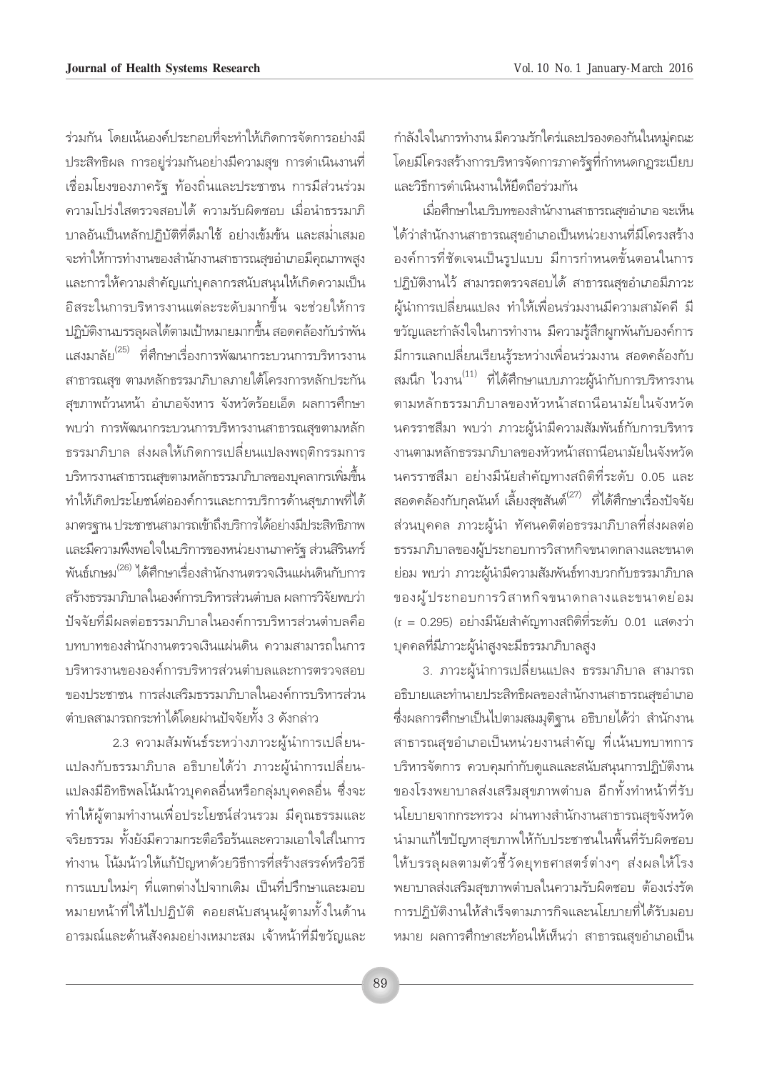ร่วมกัน โดยเน้นองค์ประกอบที่จะทำให้เกิดการจัดการอย่างมีประสิทธิผล การอยู่ร่วมกันอย่างมีความสุข การดำเนินงานที่เชื่อมโยงของภาครัฐ ท้องถิ่นและประชาชน การมีส่วนร่วม ความโปร่งใสตรวจสอบได้ ความรับผิดชอบ เมื่อนำธรรมาภิบาลอันเป็นหลักปฏิบัติที่ดีมาใช้ อย่างเข้มข้น และสม่ำเสมอ จะทำให้การทำงานของสำนักงานสาธารณสุขอำเภอมีคุณภาพสูง และการให้ความสำคัญแก่บุคลากรสนับสนุนให้เกิดความเป็นอิสระในการบริหารงานแต่ละระดับมากขึ้น จะช่วยให้การปฏิบัติงานบรรลุผลได้ตามเป้าหมายมากขึ้น สอดคล้องกับรำพัน แสงมาลัย[25] ที่ศึกษาเรื่องการพัฒนากระบวนการบริหารงานสาธารณสุข ตามหลักธรรมาภิบาลภายใต้โครงการหลักประกันสุขภาพถ้วนหน้า อำเภอจังหาร จังหวัดร้อยเอ็ด ผลการศึกษาพบว่า การพัฒนากระบวนการบริหารงานสาธารณสุขตามหลักธรรมาภิบาล ส่งผลให้เกิดการเปลี่ยนแปลงพฤติกรรมการบริหารงานสาธารณสุขตามหลักธรรมาภิบาลของบุคลากรเพิ่มขึ้น ทำให้เกิดประโยชน์ต่อองค์การและการบริการด้านสุขภาพที่ได้มาตรฐาน ประชาชนสามารถเข้าถึงบริการได้อย่างมีประสิทธิภาพ และมีความพึงพอใจในบริการของหน่วยงานภาครัฐ ส่วนสิรินทร์ พันธ์เกษม[26] ได้ศึกษาเรื่องสำนักงานตรวจเงินแผ่นดินกับการสร้างธรรมาภิบาลในองค์การบริหารส่วนตำบล ผลการวิจัยพบว่า ปัจจัยที่มีผลต่อธรรมาภิบาลในองค์การบริหารส่วนตำบลคือ บทบาทของสำนักงานตรวจเงินแผ่นดิน ความสามารถในการบริหารงานขององค์การบริหารส่วนตำบลและการตรวจสอบของประชาชน การส่งเสริมธรรมาภิบาลในองค์การบริหารส่วนตำบลสามารถกระทำได้โดยผ่านปัจจัยทั้ง 3 ดังกล่าว

2.3 ความสัมพันธ์ระหว่างภาวะผู้นำการเปลี่ยนแปลงกับธรรมาภิบาล อธิบายได้ว่า ภาวะผู้นำการเปลี่ยนแปลงมีอิทธิพลโน้มน้าวบุคคลอื่นหรือกลุ่มบุคคลอื่น ซึ่งจะทำให้ผู้ตามทำงานเพื่อประโยชน์ส่วนรวม มีคุณธรรมและจริยธรรม ทั้งยังมีความกระตือรือร้นและความเอาใจใส่ในการทำงาน โน้มน้าวให้แก้ปัญหาด้วยวิธีการที่สร้างสรรค์หรือวิธีการแบบใหม่ๆ ที่แตกต่างไปจากเดิม เป็นที่ปรึกษาและมอบหมายหน้าที่ให้ไปปฏิบัติ คอยสนับสนุนผู้ตามทั้งในด้านอารมณ์และด้านสังคมอย่างเหมาะสม เจ้าหน้าที่มีขวัญและกำลังใจในการทำงาน มีความรักใคร่และปรองดองกันในหมู่คณะ โดยมีโครงสร้างการบริหารจัดการภาครัฐที่กำหนดกฎระเบียบและวิธีการดำเนินงานให้ยึดถือร่วมกัน

เมื่อศึกษาในบริบทของสำนักงานสาธารณสุขอำเภอ จะเห็นได้ว่าสำนักงานสาธารณสุขอำเภอเป็นหน่วยงานที่มีโครงสร้างองค์การที่ชัดเจนเป็นรูปแบบ มีการกำหนดขั้นตอนในการปฏิบัติงานไว้ สามารถตรวจสอบได้ สาธารณสุขอำเภอมีภาวะผู้นำการเปลี่ยนแปลง ทำให้เพื่อนร่วมงานมีความสามัคคี มีขวัญและกำลังใจในการทำงาน มีความรู้สึกผูกพันกับองค์การ มีการแลกเปลี่ยนเรียนรู้ระหว่างเพื่อนร่วมงาน สอดคล้องกับสมนึก ไวงาน[11] ที่ได้ศึกษาแบบภาวะผู้นำกับการบริหารงานตามหลักธรรมาภิบาลของหัวหน้าสถานีอนามัยในจังหวัดนครราชสีมา พบว่า ภาวะผู้นำมีความสัมพันธ์กับการบริหารงานตามหลักธรรมาภิบาลของหัวหน้าสถานีอนามัยในจังหวัดนครราชสีมา อย่างมีนัยสำคัญทางสถิติที่ระดับ 0.05 และสอดคล้องกับกุลนันท์ เลี้ยงสุขสันต์[27] ที่ได้ศึกษาเรื่องปัจจัยส่วนบุคคล ภาวะผู้นำ ทัศนคติต่อธรรมาภิบาลที่ส่งผลต่อธรรมาภิบาลของผู้ประกอบการวิสาหกิจขนาดกลางและขนาดย่อม พบว่า ภาวะผู้นำมีความสัมพันธ์ทางบวกกับธรรมาภิบาลของผู้ประกอบการวิสาหกิจขนาดกลางและขนาดย่อม ($r = 0.295$) อย่างมีนัยสำคัญทางสถิติที่ระดับ 0.01 แสดงว่าบุคคลที่มีภาวะผู้นำสูงจะมีธรรมาภิบาลสูง

3. ภาวะผู้นำการเปลี่ยนแปลง ธรรมาภิบาล สามารถอธิบายและทำนายประสิทธิผลของสำนักงานสาธารณสุขอำเภอ ซึ่งผลการศึกษาเป็นไปตามสมมุติฐาน อธิบายได้ว่า สำนักงานสาธารณสุขอำเภอเป็นหน่วยงานสำคัญ ที่เน้นบทบาทการบริหารจัดการ ควบคุมกำกับดูแลและสนับสนุนการปฏิบัติงานของโรงพยาบาลส่งเสริมสุขภาพตำบล อีกทั้งทำหน้าที่รับนโยบายจากกระทรวง ผ่านทางสำนักงานสาธารณสุขจังหวัด นำมาแก้ไขปัญหาสุขภาพให้กับประชาชนในพื้นที่รับผิดชอบ ให้บรรลุผลตามตัวชี้วัดยุทธศาสตร์ต่างๆ ส่งผลให้โรงพยาบาลส่งเสริมสุขภาพตำบลในความรับผิดชอบ ต้องเร่งรัดการปฏิบัติงานให้สำเร็จตามภารกิจและนโยบายที่ได้รับมอบหมาย ผลการศึกษาสะท้อนให้เห็นว่า สาธารณสุขอำเภอเป็น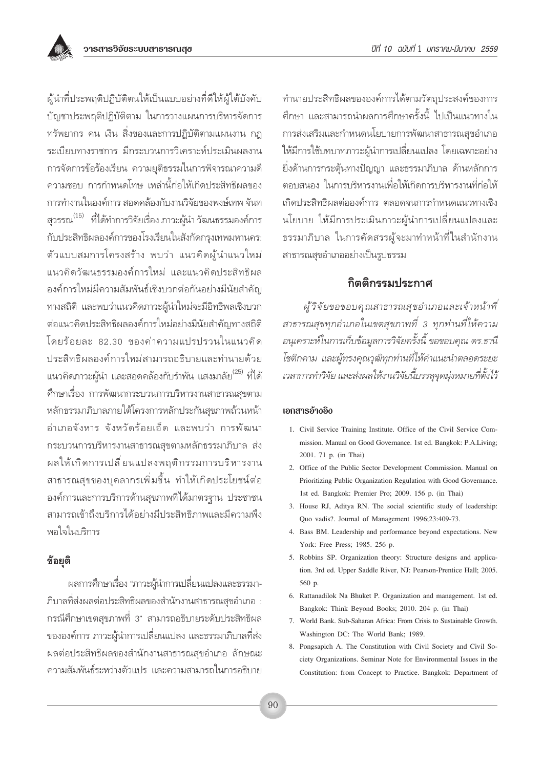ผู้นำที่ประพฤติปฏิบัติตนให้เป็นแบบอย่างที่ดีให้ผู้ใต้บังคับบัญชาประพฤติปฏิบัติตาม ในการวางแผนการบริหารจัดการทรัพยากร คน เงิน สิ่งของและการปฏิบัติตามแผนงาน กฎระเบียบทางราชการ มีกระบวนการวิเคราะห์ประเมินผลงาน การจัดการข้อร้องเรียน ความยุติธรรมในการพิจารณาความดีความชอบ การกำหนดโทษ เหล่านี้ก่อให้เกิดประสิทธิผลของการทำงานในองค์การ สอดคล้องกับงานวิจัยของพงษ์เทพ จันทสุวรรณ[15] ที่ได้ทำการวิจัยเรื่อง ภาวะผู้นำ วัฒนธรรมองค์การกับประสิทธิผลองค์การของโรงเรียนในสังกัดกรุงเทพมหานคร: ตัวแบบสมการโครงสร้าง พบว่า แนวคิดผู้นำแนวใหม่ แนวคิดวัฒนธรรมองค์การใหม่ และแนวคิดประสิทธิผลองค์การใหม่มีความสัมพันธ์เชิงบวกต่อกันอย่างมีนัยสำคัญทางสถิติ และพบว่าแนวคิดภาวะผู้นำใหม่จะมีอิทธิพลเชิงบวกต่อแนวคิดประสิทธิผลองค์การใหม่อย่างมีนัยสำคัญทางสถิติ โดยร้อยละ 82.30 ของค่าความแปรปรวนในแนวคิดประสิทธิผลองค์การใหม่สามารถอธิบายและทำนายด้วยแนวคิดภาวะผู้นำ และสอดคล้องกับรำพัน แสงมาลัย[25] ที่ได้ศึกษาเรื่อง การพัฒนากระบวนการบริหารงานสาธารณสุขตามหลักธรรมาภิบาลภายใต้โครงการหลักประกันสุขภาพถ้วนหน้า อำเภอจังหาร จังหวัดร้อยเอ็ด และพบว่า การพัฒนากระบวนการบริหารงานสาธารณสุขตามหลักธรรมาภิบาล ส่งผลให้เกิดการเปลี่ยนแปลงพฤติกรรมการบริหารงานสาธารณสุขของบุคลากรเพิ่มขึ้น ทำให้เกิดประโยชน์ต่อองค์การและการบริการด้านสุขภาพที่ได้มาตรฐาน ประชาชนสามารถเข้าถึงบริการได้อย่างมีประสิทธิภาพและมีความพึงพอใจในบริการ

## ข้อยุติ

ผลการศึกษาเรื่อง "ภาวะผู้นำการเปลี่ยนแปลงและธรรมาภิบาลที่ส่งผลต่อประสิทธิผลของสำนักงานสาธารณสุขอำเภอ : กรณีศึกษาเขตสุขภาพที่ 3" สามารถอธิบายระดับประสิทธิผลขององค์การ ภาวะผู้นำการเปลี่ยนแปลง และธรรมาภิบาลที่ส่งผลต่อประสิทธิผลของสำนักงานสาธารณสุขอำเภอ ลักษณะความสัมพันธ์ระหว่างตัวแปร และความสามารถในการอธิบายทำนายประสิทธิผลขององค์การได้ตามวัตถุประสงค์ของการศึกษา และสามารถนำผลการศึกษาครั้งนี้ ไปเป็นแนวทางในการส่งเสริมและกำหนดนโยบายการพัฒนาสาธารณสุขอำเภอ ให้มีการใช้บทบาทภาวะผู้นำการเปลี่ยนแปลง โดยเฉพาะอย่างยิ่งด้านการกระตุ้นทางปัญญา และธรรมาภิบาล ด้านหลักการตอบสนอง ในการบริหารงานเพื่อให้เกิดการบริหารงานที่ก่อให้เกิดประสิทธิผลต่อองค์การ ตลอดจนการกำหนดแนวทางเชิงนโยบาย ให้มีการประเมินภาวะผู้นำการเปลี่ยนแปลงและธรรมาภิบาล ในการคัดสรรผู้จะมาทำหน้าที่ในสำนักงานสาธารณสุขอำเภออย่างเป็นรูปธรรม

## กิตติกรรมประกาศ

*ผู้วิจัยขอขอบคุณสาธารณสุขอำเภอและเจ้าหน้าที่สาธารณสุขทุกอำเภอในเขตสุขภาพที่ 3 ทุกท่านที่ให้ความอนุเคราะห์ในการเก็บข้อมูลการวิจัยครั้งนี้ ขอขอบคุณ ดร.ธานี โชติกคาม และผู้ทรงคุณวุฒิทุกท่านที่ให้คำแนะนำตลอดระยะเวลาการทำวิจัย และส่งผลให้งานวิจัยนี้บรรลุจุดมุ่งหมายที่ตั้งไว้*

### เอกสารอ้างอิง

1. Civil Service Training Institute. Office of the Civil Service Commission. Manual on Good Governance. 1st ed. Bangkok: P.A.Living; 2001. 71 p. (in Thai)
2. Office of the Public Sector Development Commission. Manual on Prioritizing Public Organization Regulation with Good Governance. 1st ed. Bangkok: Premier Pro; 2009. 156 p. (in Thai)
3. House RJ, Aditya RN. The social scientific study of leadership: Quo vadis?. Journal of Management 1996;23:409-73.
4. Bass BM. Leadership and performance beyond expectations. New York: Free Press; 1985. 256 p.
5. Robbins SP. Organization theory: Structure designs and application. 3rd ed. Upper Saddle River, NJ: Pearson-Prentice Hall; 2005. 560 p.
6. Rattanadilok Na Bhuket P. Organization and management. 1st ed. Bangkok: Think Beyond Books; 2010. 204 p. (in Thai)
7. World Bank. Sub-Saharan Africa: From Crisis to Sustainable Growth. Washington DC: The World Bank; 1989.
8. Pongsapich A. The Constitution with Civil Society and Civil Society Organizations. Seminar Note for Environmental Issues in the Constitution: from Concept to Practice. Bangkok: Department of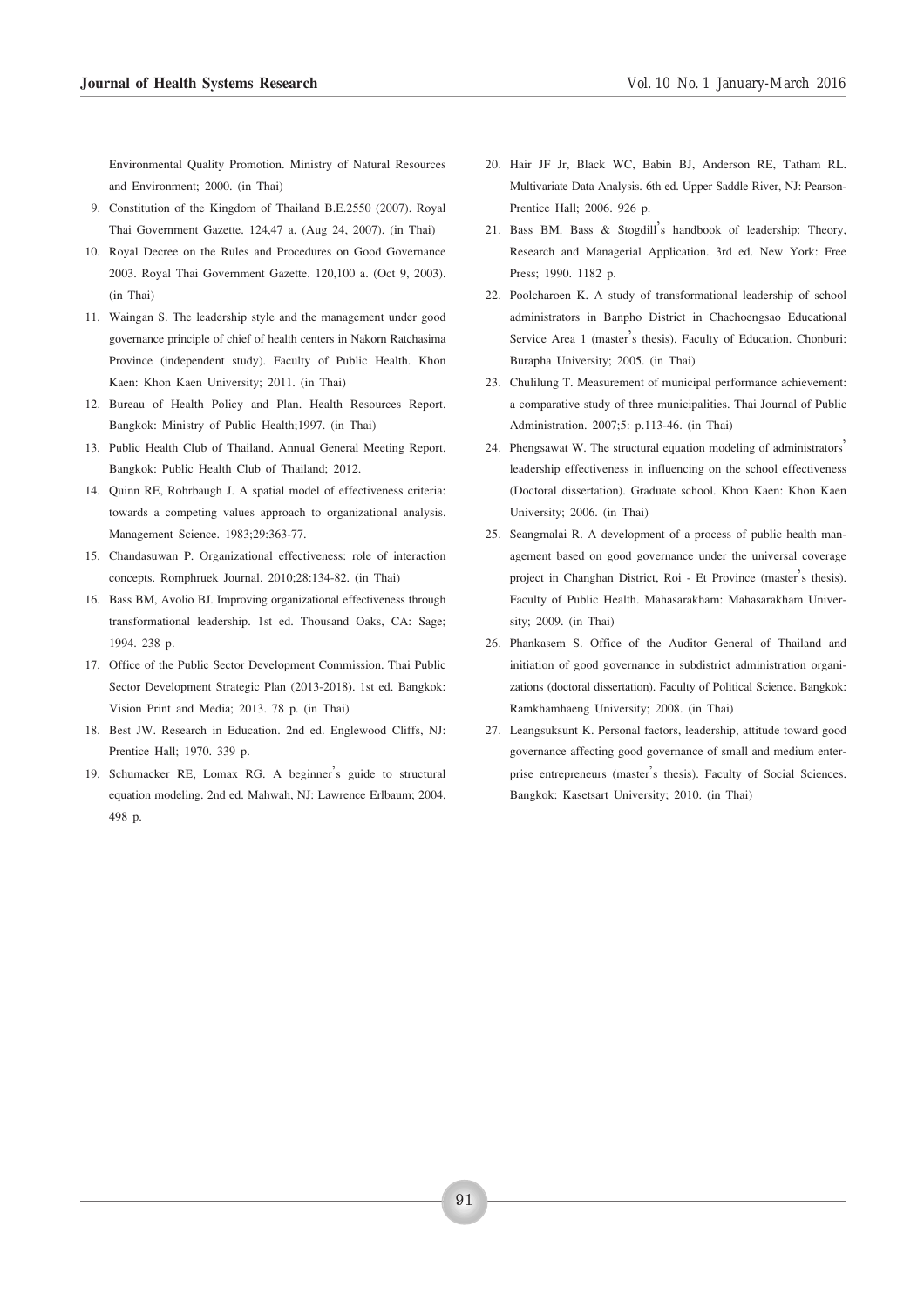Environmental Quality Promotion. Ministry of Natural Resources and Environment; 2000. (in Thai)

9. Constitution of the Kingdom of Thailand B.E.2550 (2007). Royal Thai Government Gazette. 124,47 a. (Aug 24, 2007). (in Thai)
10. Royal Decree on the Rules and Procedures on Good Governance 2003. Royal Thai Government Gazette. 120,100 a. (Oct 9, 2003). (in Thai)
11. Waingan S. The leadership style and the management under good governance principle of chief of health centers in Nakorn Ratchasima Province (independent study). Faculty of Public Health. Khon Kaen: Khon Kaen University; 2011. (in Thai)
12. Bureau of Health Policy and Plan. Health Resources Report. Bangkok: Ministry of Public Health;1997. (in Thai)
13. Public Health Club of Thailand. Annual General Meeting Report. Bangkok: Public Health Club of Thailand; 2012.
14. Quinn RE, Rohrbaugh J. A spatial model of effectiveness criteria: towards a competing values approach to organizational analysis. Management Science. 1983;29:363-77.
15. Chandasuwan P. Organizational effectiveness: role of interaction concepts. Romphruek Journal. 2010;28:134-82. (in Thai)
16. Bass BM, Avolio BJ. Improving organizational effectiveness through transformational leadership. 1st ed. Thousand Oaks, CA: Sage; 1994. 238 p.
17. Office of the Public Sector Development Commission. Thai Public Sector Development Strategic Plan (2013-2018). 1st ed. Bangkok: Vision Print and Media; 2013. 78 p. (in Thai)
18. Best JW. Research in Education. 2nd ed. Englewood Cliffs, NJ: Prentice Hall; 1970. 339 p.
19. Schumacker RE, Lomax RG. A beginner's guide to structural equation modeling. 2nd ed. Mahwah, NJ: Lawrence Erlbaum; 2004. 498 p.
20. Hair JF Jr, Black WC, Babin BJ, Anderson RE, Tatham RL. Multivariate Data Analysis. 6th ed. Upper Saddle River, NJ: Pearson-Prentice Hall; 2006. 926 p.
21. Bass BM. Bass & Stogdill's handbook of leadership: Theory, Research and Managerial Application. 3rd ed. New York: Free Press; 1990. 1182 p.
22. Poolcharoen K. A study of transformational leadership of school administrators in Banpho District in Chachoengsao Educational Service Area 1 (master's thesis). Faculty of Education. Chonburi: Burapha University; 2005. (in Thai)
23. Chulilung T. Measurement of municipal performance achievement: a comparative study of three municipalities. Thai Journal of Public Administration. 2007;5: p.113-46. (in Thai)
24. Phengsawat W. The structural equation modeling of administrators' leadership effectiveness in influencing on the school effectiveness (Doctoral dissertation). Graduate school. Khon Kaen: Khon Kaen University; 2006. (in Thai)
25. Seangmalai R. A development of a process of public health management based on good governance under the universal coverage project in Changhan District, Roi - Et Province (master's thesis). Faculty of Public Health. Mahasarakham: Mahasarakham University; 2009. (in Thai)
26. Phankasem S. Office of the Auditor General of Thailand and initiation of good governance in subdistrict administration organizations (doctoral dissertation). Faculty of Political Science. Bangkok: Ramkhamhaeng University; 2008. (in Thai)
27. Leangsuksunt K. Personal factors, leadership, attitude toward good governance affecting good governance of small and medium enterprise entrepreneurs (master's thesis). Faculty of Social Sciences. Bangkok: Kasetsart University; 2010. (in Thai)